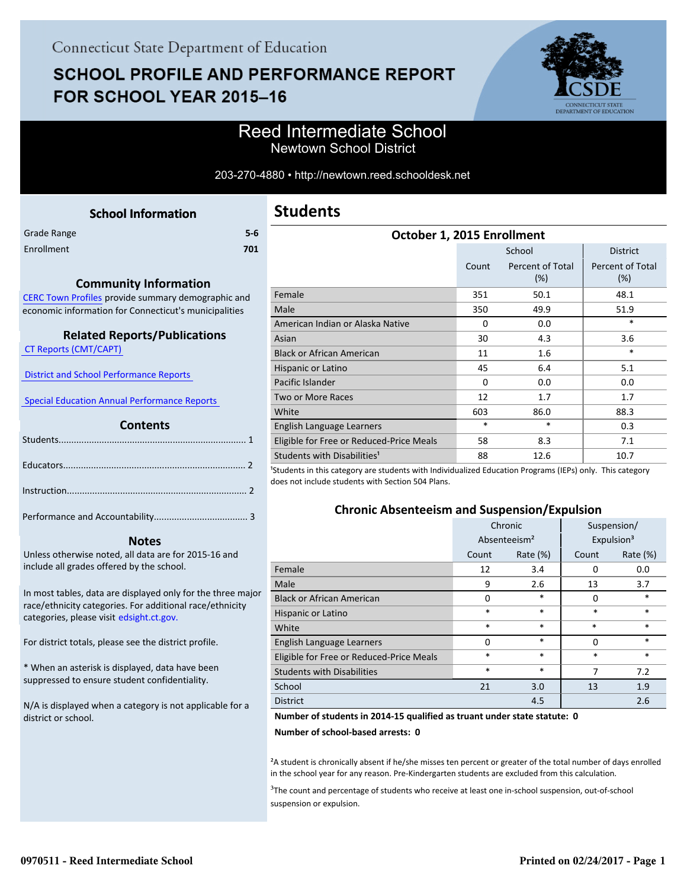Connecticut State Department of Education

# SCHOOL PROFILE AND PERFORMANCE REPORT FOR SCHOOL YEAR 2015–16

## Reed Intermediate School
Newtown School District

203-270-4880 • http://newtown.reed.schooldesk.net

### School Information

| | |
|---|---|
| Grade Range | 5-6 |
| Enrollment | 701 |

### Community Information

CERC Town Profiles provide summary demographic and economic information for Connecticut's municipalities

### Related Reports/Publications

CT Reports (CMT/CAPT)

District and School Performance Reports

Special Education Annual Performance Reports

### Contents

Students........................................................................ 1

Educators...................................................................... 2

Instruction..................................................................... 2

Performance and Accountability.................................... 3

### Notes

Unless otherwise noted, all data are for 2015-16 and include all grades offered by the school.

In most tables, data are displayed only for the three major race/ethnicity categories. For additional race/ethnicity categories, please visit edsight.ct.gov.

For district totals, please see the district profile.

* When an asterisk is displayed, data have been suppressed to ensure student confidentiality.

N/A is displayed when a category is not applicable for a district or school.

## Students

### October 1, 2015 Enrollment

| | School | | District |
|---|---|---|---|
| | Count | Percent of Total (%) | Percent of Total (%) |
| Female | 351 | 50.1 | 48.1 |
| Male | 350 | 49.9 | 51.9 |
| American Indian or Alaska Native | 0 | 0.0 | * |
| Asian | 30 | 4.3 | 3.6 |
| Black or African American | 11 | 1.6 | * |
| Hispanic or Latino | 45 | 6.4 | 5.1 |
| Pacific Islander | 0 | 0.0 | 0.0 |
| Two or More Races | 12 | 1.7 | 1.7 |
| White | 603 | 86.0 | 88.3 |
| English Language Learners | * | * | 0.3 |
| Eligible for Free or Reduced-Price Meals | 58 | 8.3 | 7.1 |
| Students with Disabilities[1] | 88 | 12.6 | 10.7 |

[1]Students in this category are students with Individualized Education Programs (IEPs) only. This category does not include students with Section 504 Plans.

### Chronic Absenteeism and Suspension/Expulsion

| | Chronic Absenteeism[2] | | Suspension/ Expulsion[3] | |
|---|---|---|---|---|
| | Count | Rate (%) | Count | Rate (%) |
| Female | 12 | 3.4 | 0 | 0.0 |
| Male | 9 | 2.6 | 13 | 3.7 |
| Black or African American | 0 | * | 0 | * |
| Hispanic or Latino | * | * | * | * |
| White | * | * | * | * |
| English Language Learners | 0 | * | 0 | * |
| Eligible for Free or Reduced-Price Meals | * | * | * | * |
| Students with Disabilities | * | * | 7 | 7.2 |
| School | 21 | 3.0 | 13 | 1.9 |
| District | | 4.5 | | 2.6 |

**Number of students in 2014-15 qualified as truant under state statute: 0**

**Number of school-based arrests: 0**

[2]A student is chronically absent if he/she misses ten percent or greater of the total number of days enrolled in the school year for any reason. Pre-Kindergarten students are excluded from this calculation.

[3]The count and percentage of students who receive at least one in-school suspension, out-of-school suspension or expulsion.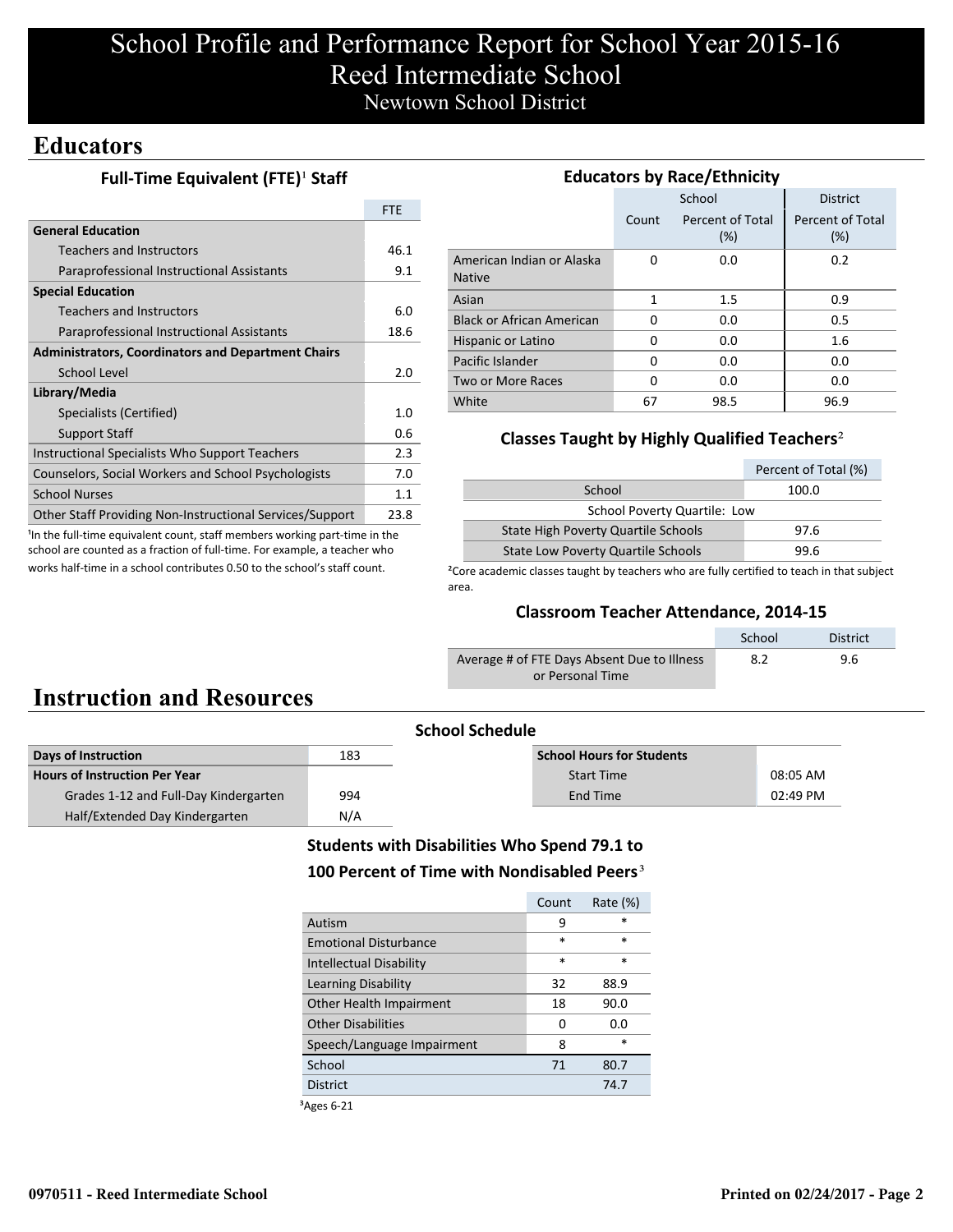# School Profile and Performance Report for School Year 2015-16
# Reed Intermediate School
## Newtown School District

## Educators

### Full-Time Equivalent (FTE)[1] Staff

| | FTE |
|---|---|
| **General Education** | |
| Teachers and Instructors | 46.1 |
| Paraprofessional Instructional Assistants | 9.1 |
| **Special Education** | |
| Teachers and Instructors | 6.0 |
| Paraprofessional Instructional Assistants | 18.6 |
| **Administrators, Coordinators and Department Chairs** | |
| School Level | 2.0 |
| **Library/Media** | |
| Specialists (Certified) | 1.0 |
| Support Staff | 0.6 |
| Instructional Specialists Who Support Teachers | 2.3 |
| Counselors, Social Workers and School Psychologists | 7.0 |
| School Nurses | 1.1 |
| Other Staff Providing Non-Instructional Services/Support | 23.8 |

[1]In the full-time equivalent count, staff members working part-time in the school are counted as a fraction of full-time. For example, a teacher who works half-time in a school contributes 0.50 to the school's staff count.

### Educators by Race/Ethnicity

| | School | | District |
|---|---|---|---|
| | Count | Percent of Total (%) | Percent of Total (%) |
| American Indian or Alaska Native | 0 | 0.0 | 0.2 |
| Asian | 1 | 1.5 | 0.9 |
| Black or African American | 0 | 0.0 | 0.5 |
| Hispanic or Latino | 0 | 0.0 | 1.6 |
| Pacific Islander | 0 | 0.0 | 0.0 |
| Two or More Races | 0 | 0.0 | 0.0 |
| White | 67 | 98.5 | 96.9 |

### Classes Taught by Highly Qualified Teachers[2]

| | Percent of Total (%) |
|---|---|
| School | 100.0 |
| School Poverty Quartile: Low | |
| State High Poverty Quartile Schools | 97.6 |
| State Low Poverty Quartile Schools | 99.6 |

[2]Core academic classes taught by teachers who are fully certified to teach in that subject area.

### Classroom Teacher Attendance, 2014-15

| | School | District |
|---|---|---|
| Average # of FTE Days Absent Due to Illness or Personal Time | 8.2 | 9.6 |

## Instruction and Resources

### School Schedule

| | |
|---|---|
| **Days of Instruction** | 183 |
| **Hours of Instruction Per Year** | |
| Grades 1-12 and Full-Day Kindergarten | 994 |
| Half/Extended Day Kindergarten | N/A |

| **School Hours for Students** | |
|---|---|
| Start Time | 08:05 AM |
| End Time | 02:49 PM |

### Students with Disabilities Who Spend 79.1 to 100 Percent of Time with Nondisabled Peers[3]

| | Count | Rate (%) |
|---|---|---|
| Autism | 9 | * |
| Emotional Disturbance | * | * |
| Intellectual Disability | * | * |
| Learning Disability | 32 | 88.9 |
| Other Health Impairment | 18 | 90.0 |
| Other Disabilities | 0 | 0.0 |
| Speech/Language Impairment | 8 | * |
| School | 71 | 80.7 |
| District | | 74.7 |

[3]Ages 6-21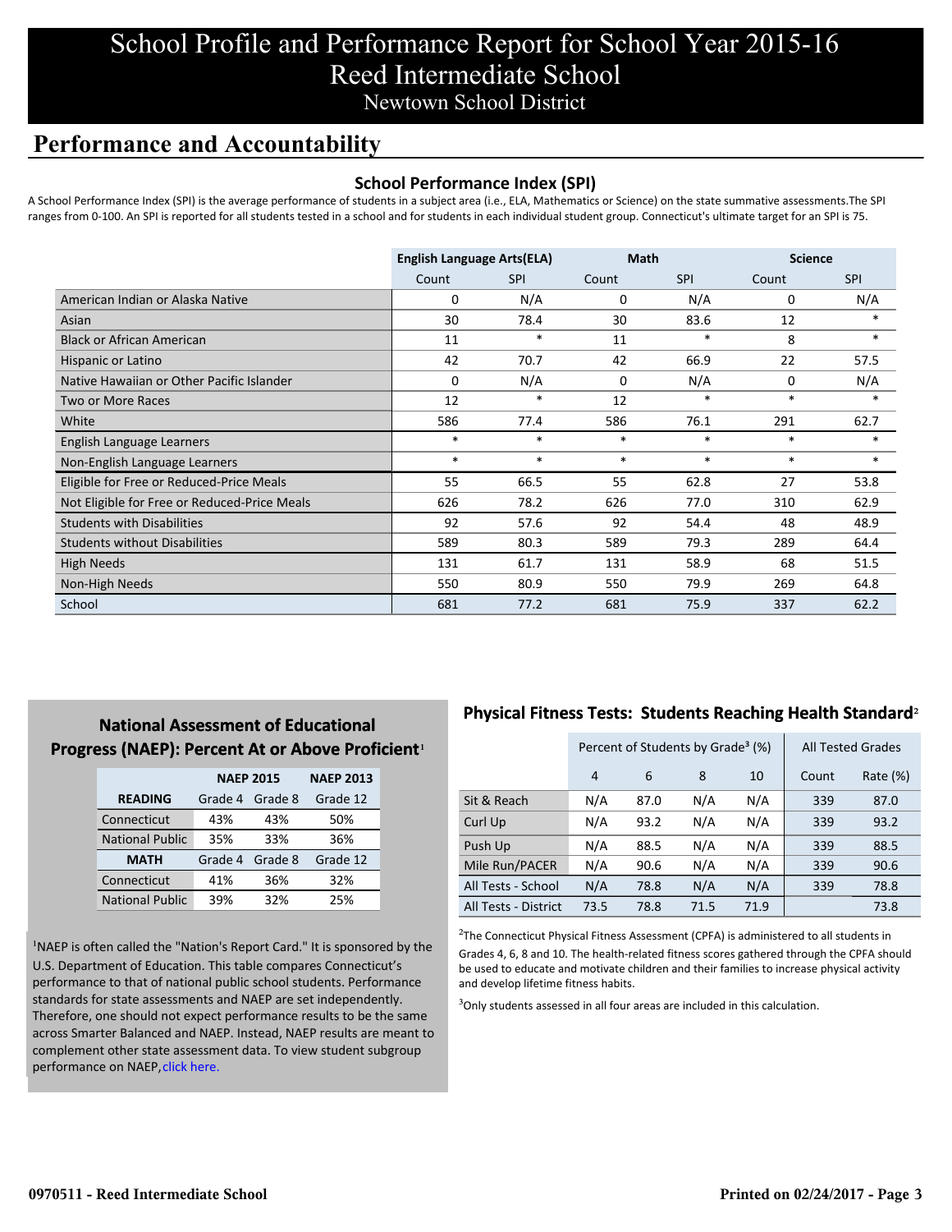# School Profile and Performance Report for School Year 2015-16
# Reed Intermediate School
## Newtown School District

## Performance and Accountability

### School Performance Index (SPI)

A School Performance Index (SPI) is the average performance of students in a subject area (i.e., ELA, Mathematics or Science) on the state summative assessments.The SPI ranges from 0-100. An SPI is reported for all students tested in a school and for students in each individual student group. Connecticut's ultimate target for an SPI is 75.

| | English Language Arts(ELA) | | Math | | Science | |
|---|---|---|---|---|---|---|
| | Count | SPI | Count | SPI | Count | SPI |
| American Indian or Alaska Native | 0 | N/A | 0 | N/A | 0 | N/A |
| Asian | 30 | 78.4 | 30 | 83.6 | 12 | * |
| Black or African American | 11 | * | 11 | * | 8 | * |
| Hispanic or Latino | 42 | 70.7 | 42 | 66.9 | 22 | 57.5 |
| Native Hawaiian or Other Pacific Islander | 0 | N/A | 0 | N/A | 0 | N/A |
| Two or More Races | 12 | * | 12 | * | * | * |
| White | 586 | 77.4 | 586 | 76.1 | 291 | 62.7 |
| English Language Learners | * | * | * | * | * | * |
| Non-English Language Learners | * | * | * | * | * | * |
| Eligible for Free or Reduced-Price Meals | 55 | 66.5 | 55 | 62.8 | 27 | 53.8 |
| Not Eligible for Free or Reduced-Price Meals | 626 | 78.2 | 626 | 77.0 | 310 | 62.9 |
| Students with Disabilities | 92 | 57.6 | 92 | 54.4 | 48 | 48.9 |
| Students without Disabilities | 589 | 80.3 | 589 | 79.3 | 289 | 64.4 |
| High Needs | 131 | 61.7 | 131 | 58.9 | 68 | 51.5 |
| Non-High Needs | 550 | 80.9 | 550 | 79.9 | 269 | 64.8 |
| School | 681 | 77.2 | 681 | 75.9 | 337 | 62.2 |

### National Assessment of Educational Progress (NAEP): Percent At or Above Proficient[1]

| | NAEP 2015 | | NAEP 2013 |
|---|---|---|---|
| **READING** | Grade 4 | Grade 8 | Grade 12 |
| Connecticut | 43% | 43% | 50% |
| National Public | 35% | 33% | 36% |
| **MATH** | Grade 4 | Grade 8 | Grade 12 |
| Connecticut | 41% | 36% | 32% |
| National Public | 39% | 32% | 25% |

[1]NAEP is often called the "Nation's Report Card." It is sponsored by the U.S. Department of Education. This table compares Connecticut's performance to that of national public school students. Performance standards for state assessments and NAEP are set independently. Therefore, one should not expect performance results to be the same across Smarter Balanced and NAEP. Instead, NAEP results are meant to complement other state assessment data. To view student subgroup performance on NAEP, click here.

### Physical Fitness Tests: Students Reaching Health Standard[2]

| | Percent of Students by Grade[3] (%) | | | | All Tested Grades | |
|---|---|---|---|---|---|---|
| | 4 | 6 | 8 | 10 | Count | Rate (%) |
| Sit & Reach | N/A | 87.0 | N/A | N/A | 339 | 87.0 |
| Curl Up | N/A | 93.2 | N/A | N/A | 339 | 93.2 |
| Push Up | N/A | 88.5 | N/A | N/A | 339 | 88.5 |
| Mile Run/PACER | N/A | 90.6 | N/A | N/A | 339 | 90.6 |
| All Tests - School | N/A | 78.8 | N/A | N/A | 339 | 78.8 |
| All Tests - District | 73.5 | 78.8 | 71.5 | 71.9 | | 73.8 |

[2]The Connecticut Physical Fitness Assessment (CPFA) is administered to all students in Grades 4, 6, 8 and 10. The health-related fitness scores gathered through the CPFA should be used to educate and motivate children and their families to increase physical activity and develop lifetime fitness habits.

[3]Only students assessed in all four areas are included in this calculation.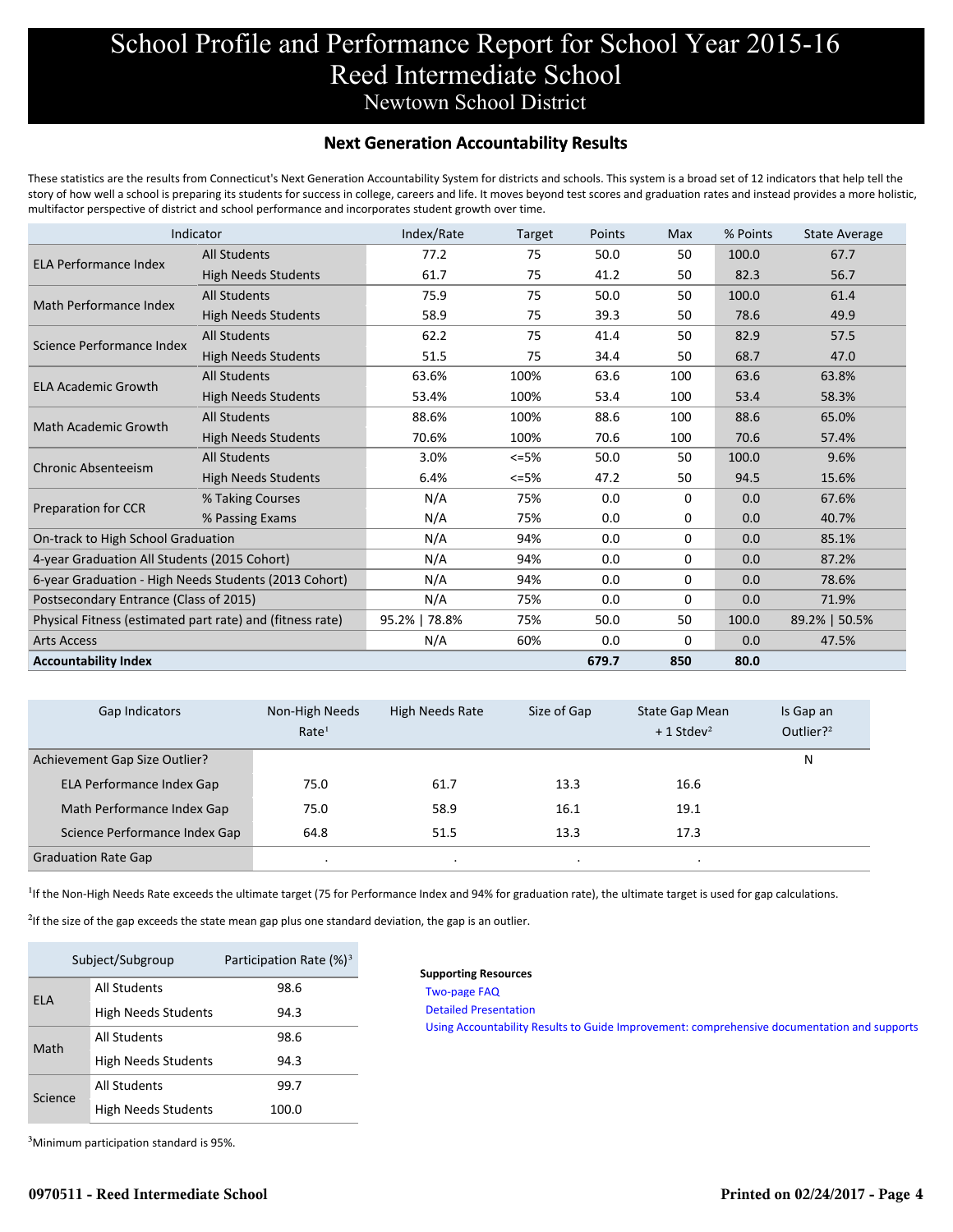# School Profile and Performance Report for School Year 2015-16
# Reed Intermediate School
## Newtown School District

### Next Generation Accountability Results

These statistics are the results from Connecticut's Next Generation Accountability System for districts and schools. This system is a broad set of 12 indicators that help tell the story of how well a school is preparing its students for success in college, careers and life. It moves beyond test scores and graduation rates and instead provides a more holistic, multifactor perspective of district and school performance and incorporates student growth over time.

| Indicator | | Index/Rate | Target | Points | Max | % Points | State Average |
|---|---|---|---|---|---|---|---|
| ELA Performance Index | All Students | 77.2 | 75 | 50.0 | 50 | 100.0 | 67.7 |
| | High Needs Students | 61.7 | 75 | 41.2 | 50 | 82.3 | 56.7 |
| Math Performance Index | All Students | 75.9 | 75 | 50.0 | 50 | 100.0 | 61.4 |
| | High Needs Students | 58.9 | 75 | 39.3 | 50 | 78.6 | 49.9 |
| Science Performance Index | All Students | 62.2 | 75 | 41.4 | 50 | 82.9 | 57.5 |
| | High Needs Students | 51.5 | 75 | 34.4 | 50 | 68.7 | 47.0 |
| ELA Academic Growth | All Students | 63.6% | 100% | 63.6 | 100 | 63.6 | 63.8% |
| | High Needs Students | 53.4% | 100% | 53.4 | 100 | 53.4 | 58.3% |
| Math Academic Growth | All Students | 88.6% | 100% | 88.6 | 100 | 88.6 | 65.0% |
| | High Needs Students | 70.6% | 100% | 70.6 | 100 | 70.6 | 57.4% |
| Chronic Absenteeism | All Students | 3.0% | <=5% | 50.0 | 50 | 100.0 | 9.6% |
| | High Needs Students | 6.4% | <=5% | 47.2 | 50 | 94.5 | 15.6% |
| Preparation for CCR | % Taking Courses | N/A | 75% | 0.0 | 0 | 0.0 | 67.6% |
| | % Passing Exams | N/A | 75% | 0.0 | 0 | 0.0 | 40.7% |
| On-track to High School Graduation | | N/A | 94% | 0.0 | 0 | 0.0 | 85.1% |
| 4-year Graduation All Students (2015 Cohort) | | N/A | 94% | 0.0 | 0 | 0.0 | 87.2% |
| 6-year Graduation - High Needs Students (2013 Cohort) | | N/A | 94% | 0.0 | 0 | 0.0 | 78.6% |
| Postsecondary Entrance (Class of 2015) | | N/A | 75% | 0.0 | 0 | 0.0 | 71.9% |
| Physical Fitness (estimated part rate) and (fitness rate) | | 95.2% \| 78.8% | 75% | 50.0 | 50 | 100.0 | 89.2% \| 50.5% |
| Arts Access | | N/A | 60% | 0.0 | 0 | 0.0 | 47.5% |
| **Accountability Index** | | | | **679.7** | **850** | **80.0** | |

| Gap Indicators | Non-High Needs Rate[1] | High Needs Rate | Size of Gap | State Gap Mean + 1 Stdev[2] | Is Gap an Outlier?[2] |
|---|---|---|---|---|---|
| Achievement Gap Size Outlier? | | | | | N |
| ELA Performance Index Gap | 75.0 | 61.7 | 13.3 | 16.6 | |
| Math Performance Index Gap | 75.0 | 58.9 | 16.1 | 19.1 | |
| Science Performance Index Gap | 64.8 | 51.5 | 13.3 | 17.3 | |
| Graduation Rate Gap | . | . | . | . | |

[1]If the Non-High Needs Rate exceeds the ultimate target (75 for Performance Index and 94% for graduation rate), the ultimate target is used for gap calculations.

[2]If the size of the gap exceeds the state mean gap plus one standard deviation, the gap is an outlier.

| Subject/Subgroup | | Participation Rate (%)[3] |
|---|---|---|
| ELA | All Students | 98.6 |
| | High Needs Students | 94.3 |
| Math | All Students | 98.6 |
| | High Needs Students | 94.3 |
| Science | All Students | 99.7 |
| | High Needs Students | 100.0 |

[3]Minimum participation standard is 95%.

**Supporting Resources**

- Two-page FAQ
- Detailed Presentation
- Using Accountability Results to Guide Improvement: comprehensive documentation and supports